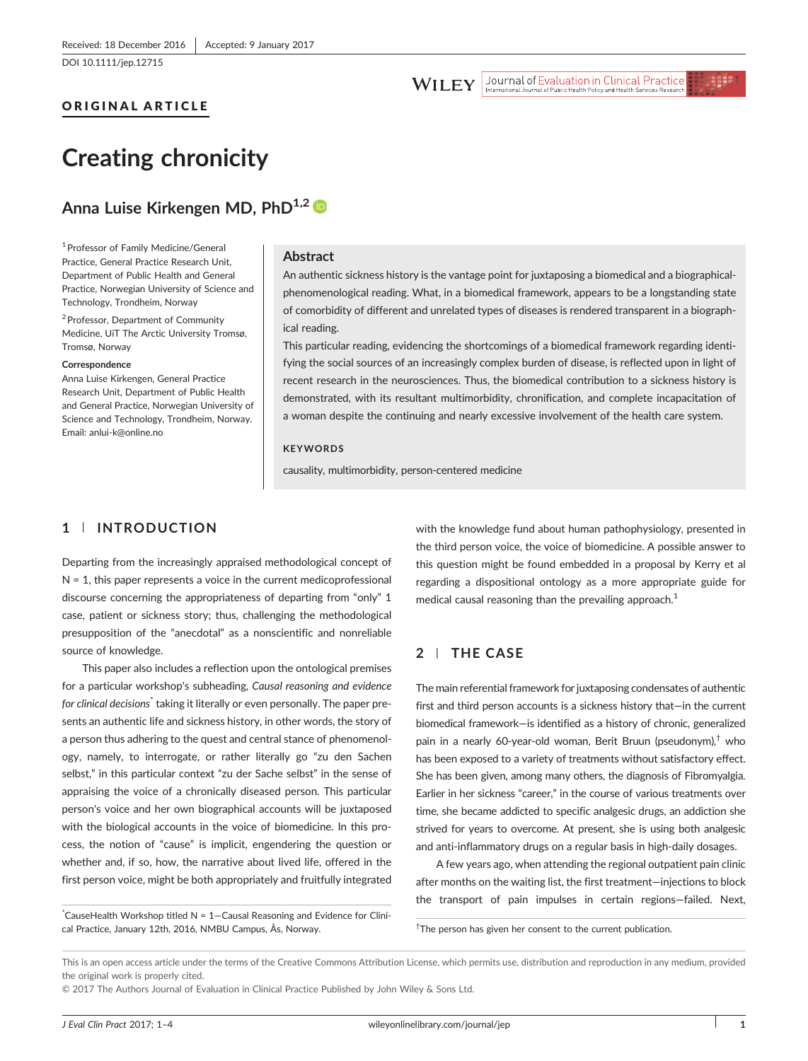Received: 18 December 2016 | Accepted: 9 January 2017

DOI 10.1111/jep.12715

**ORIGINAL ARTICLE**

# Creating chronicity

**Anna Luise Kirkengen MD, PhD**[1,2]

[1] Professor of Family Medicine/General Practice, General Practice Research Unit, Department of Public Health and General Practice, Norwegian University of Science and Technology, Trondheim, Norway

[2] Professor, Department of Community Medicine, UiT The Arctic University Tromsø, Tromsø, Norway

**Correspondence**

Anna Luise Kirkengen, General Practice Research Unit, Department of Public Health and General Practice, Norwegian University of Science and Technology, Trondheim, Norway.
Email: anlui-k@online.no

## Abstract

An authentic sickness history is the vantage point for juxtaposing a biomedical and a biographical-phenomenological reading. What, in a biomedical framework, appears to be a longstanding state of comorbidity of different and unrelated types of diseases is rendered transparent in a biographical reading.

This particular reading, evidencing the shortcomings of a biomedical framework regarding identifying the social sources of an increasingly complex burden of disease, is reflected upon in light of recent research in the neurosciences. Thus, the biomedical contribution to a sickness history is demonstrated, with its resultant multimorbidity, chronification, and complete incapacitation of a woman despite the continuing and nearly excessive involvement of the health care system.

**KEYWORDS**

causality, multimorbidity, person-centered medicine

## 1 | INTRODUCTION

Departing from the increasingly appraised methodological concept of N = 1, this paper represents a voice in the current medicoprofessional discourse concerning the appropriateness of departing from "only" 1 case, patient or sickness story; thus, challenging the methodological presupposition of the "anecdotal" as a nonscientific and nonreliable source of knowledge.

This paper also includes a reflection upon the ontological premises for a particular workshop's subheading, *Causal reasoning and evidence for clinical decisions*[*] taking it literally or even personally. The paper presents an authentic life and sickness history, in other words, the story of a person thus adhering to the quest and central stance of phenomenology, namely, to interrogate, or rather literally go "zu den Sachen selbst," in this particular context "zu der Sache selbst" in the sense of appraising the voice of a chronically diseased person. This particular person's voice and her own biographical accounts will be juxtaposed with the biological accounts in the voice of biomedicine. In this process, the notion of "cause" is implicit, engendering the question or whether and, if so, how, the narrative about lived life, offered in the first person voice, might be both appropriately and fruitfully integrated with the knowledge fund about human pathophysiology, presented in the third person voice, the voice of biomedicine. A possible answer to this question might be found embedded in a proposal by Kerry et al regarding a dispositional ontology as a more appropriate guide for medical causal reasoning than the prevailing approach.[1]

[*] CauseHealth Workshop titled N = 1—Causal Reasoning and Evidence for Clinical Practice, January 12th, 2016, NMBU Campus, Ås, Norway.

## 2 | THE CASE

The main referential framework for juxtaposing condensates of authentic first and third person accounts is a sickness history that—in the current biomedical framework—is identified as a history of chronic, generalized pain in a nearly 60-year-old woman, Berit Bruun (pseudonym),[†] who has been exposed to a variety of treatments without satisfactory effect. She has been given, among many others, the diagnosis of Fibromyalgia. Earlier in her sickness "career," in the course of various treatments over time, she became addicted to specific analgesic drugs, an addiction she strived for years to overcome. At present, she is using both analgesic and anti-inflammatory drugs on a regular basis in high-daily dosages.

A few years ago, when attending the regional outpatient pain clinic after months on the waiting list, the first treatment—injections to block the transport of pain impulses in certain regions—failed. Next,

[†] The person has given her consent to the current publication.

This is an open access article under the terms of the Creative Commons Attribution License, which permits use, distribution and reproduction in any medium, provided the original work is properly cited.
© 2017 The Authors Journal of Evaluation in Clinical Practice Published by John Wiley & Sons Ltd.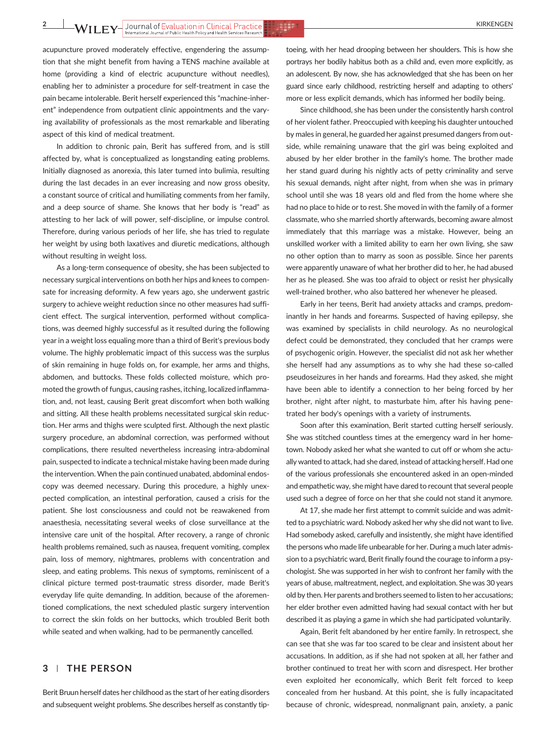acupuncture proved moderately effective, engendering the assumption that she might benefit from having a TENS machine available at home (providing a kind of electric acupuncture without needles), enabling her to administer a procedure for self-treatment in case the pain became intolerable. Berit herself experienced this "machine-inherent" independence from outpatient clinic appointments and the varying availability of professionals as the most remarkable and liberating aspect of this kind of medical treatment.

In addition to chronic pain, Berit has suffered from, and is still affected by, what is conceptualized as longstanding eating problems. Initially diagnosed as anorexia, this later turned into bulimia, resulting during the last decades in an ever increasing and now gross obesity, a constant source of critical and humiliating comments from her family, and a deep source of shame. She knows that her body is "read" as attesting to her lack of will power, self-discipline, or impulse control. Therefore, during various periods of her life, she has tried to regulate her weight by using both laxatives and diuretic medications, although without resulting in weight loss.

As a long-term consequence of obesity, she has been subjected to necessary surgical interventions on both her hips and knees to compensate for increasing deformity. A few years ago, she underwent gastric surgery to achieve weight reduction since no other measures had sufficient effect. The surgical intervention, performed without complications, was deemed highly successful as it resulted during the following year in a weight loss equaling more than a third of Berit's previous body volume. The highly problematic impact of this success was the surplus of skin remaining in huge folds on, for example, her arms and thighs, abdomen, and buttocks. These folds collected moisture, which promoted the growth of fungus, causing rashes, itching, localized inflammation, and, not least, causing Berit great discomfort when both walking and sitting. All these health problems necessitated surgical skin reduction. Her arms and thighs were sculpted first. Although the next plastic surgery procedure, an abdominal correction, was performed without complications, there resulted nevertheless increasing intra-abdominal pain, suspected to indicate a technical mistake having been made during the intervention. When the pain continued unabated, abdominal endoscopy was deemed necessary. During this procedure, a highly unexpected complication, an intestinal perforation, caused a crisis for the patient. She lost consciousness and could not be reawakened from anaesthesia, necessitating several weeks of close surveillance at the intensive care unit of the hospital. After recovery, a range of chronic health problems remained, such as nausea, frequent vomiting, complex pain, loss of memory, nightmares, problems with concentration and sleep, and eating problems. This nexus of symptoms, reminiscent of a clinical picture termed post-traumatic stress disorder, made Berit's everyday life quite demanding. In addition, because of the aforementioned complications, the next scheduled plastic surgery intervention to correct the skin folds on her buttocks, which troubled Berit both while seated and when walking, had to be permanently cancelled.

## 3 | THE PERSON

Berit Bruun herself dates her childhood as the start of her eating disorders and subsequent weight problems. She describes herself as constantly tiptoeing, with her head drooping between her shoulders. This is how she portrays her bodily habitus both as a child and, even more explicitly, as an adolescent. By now, she has acknowledged that she has been on her guard since early childhood, restricting herself and adapting to others' more or less explicit demands, which has informed her bodily being.

Since childhood, she has been under the consistently harsh control of her violent father. Preoccupied with keeping his daughter untouched by males in general, he guarded her against presumed dangers from outside, while remaining unaware that the girl was being exploited and abused by her elder brother in the family's home. The brother made her stand guard during his nightly acts of petty criminality and serve his sexual demands, night after night, from when she was in primary school until she was 18 years old and fled from the home where she had no place to hide or to rest. She moved in with the family of a former classmate, who she married shortly afterwards, becoming aware almost immediately that this marriage was a mistake. However, being an unskilled worker with a limited ability to earn her own living, she saw no other option than to marry as soon as possible. Since her parents were apparently unaware of what her brother did to her, he had abused her as he pleased. She was too afraid to object or resist her physically well-trained brother, who also battered her whenever he pleased.

Early in her teens, Berit had anxiety attacks and cramps, predominantly in her hands and forearms. Suspected of having epilepsy, she was examined by specialists in child neurology. As no neurological defect could be demonstrated, they concluded that her cramps were of psychogenic origin. However, the specialist did not ask her whether she herself had any assumptions as to why she had these so-called pseudoseizures in her hands and forearms. Had they asked, she might have been able to identify a connection to her being forced by her brother, night after night, to masturbate him, after his having penetrated her body's openings with a variety of instruments.

Soon after this examination, Berit started cutting herself seriously. She was stitched countless times at the emergency ward in her hometown. Nobody asked her what she wanted to cut off or whom she actually wanted to attack, had she dared, instead of attacking herself. Had one of the various professionals she encountered asked in an open-minded and empathetic way, she might have dared to recount that several people used such a degree of force on her that she could not stand it anymore.

At 17, she made her first attempt to commit suicide and was admitted to a psychiatric ward. Nobody asked her why she did not want to live. Had somebody asked, carefully and insistently, she might have identified the persons who made life unbearable for her. During a much later admission to a psychiatric ward, Berit finally found the courage to inform a psychologist. She was supported in her wish to confront her family with the years of abuse, maltreatment, neglect, and exploitation. She was 30 years old by then. Her parents and brothers seemed to listen to her accusations; her elder brother even admitted having had sexual contact with her but described it as playing a game in which she had participated voluntarily.

Again, Berit felt abandoned by her entire family. In retrospect, she can see that she was far too scared to be clear and insistent about her accusations. In addition, as if she had not spoken at all, her father and brother continued to treat her with scorn and disrespect. Her brother even exploited her economically, which Berit felt forced to keep concealed from her husband. At this point, she is fully incapacitated because of chronic, widespread, nonmalignant pain, anxiety, a panic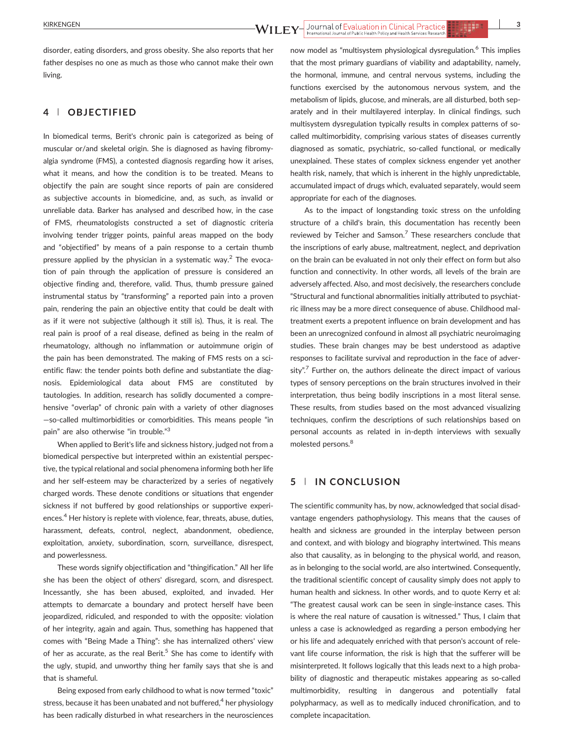disorder, eating disorders, and gross obesity. She also reports that her father despises no one as much as those who cannot make their own living.

## 4 | OBJECTIFIED

In biomedical terms, Berit's chronic pain is categorized as being of muscular or/and skeletal origin. She is diagnosed as having fibromyalgia syndrome (FMS), a contested diagnosis regarding how it arises, what it means, and how the condition is to be treated. Means to objectify the pain are sought since reports of pain are considered as subjective accounts in biomedicine, and, as such, as invalid or unreliable data. Barker has analysed and described how, in the case of FMS, rheumatologists constructed a set of diagnostic criteria involving tender trigger points, painful areas mapped on the body and "objectified" by means of a pain response to a certain thumb pressure applied by the physician in a systematic way.[2] The evocation of pain through the application of pressure is considered an objective finding and, therefore, valid. Thus, thumb pressure gained instrumental status by "transforming" a reported pain into a proven pain, rendering the pain an objective entity that could be dealt with as if it were not subjective (although it still is). Thus, it is real. The real pain is proof of a real disease, defined as being in the realm of rheumatology, although no inflammation or autoimmune origin of the pain has been demonstrated. The making of FMS rests on a scientific flaw: the tender points both define and substantiate the diagnosis. Epidemiological data about FMS are constituted by tautologies. In addition, research has solidly documented a comprehensive "overlap" of chronic pain with a variety of other diagnoses —so-called multimorbidities or comorbidities. This means people "in pain" are also otherwise "in trouble."[3]

When applied to Berit's life and sickness history, judged not from a biomedical perspective but interpreted within an existential perspective, the typical relational and social phenomena informing both her life and her self-esteem may be characterized by a series of negatively charged words. These denote conditions or situations that engender sickness if not buffered by good relationships or supportive experiences.[4] Her history is replete with violence, fear, threats, abuse, duties, harassment, defeats, control, neglect, abandonment, obedience, exploitation, anxiety, subordination, scorn, surveillance, disrespect, and powerlessness.

These words signify objectification and "thingification." All her life she has been the object of others' disregard, scorn, and disrespect. Incessantly, she has been abused, exploited, and invaded. Her attempts to demarcate a boundary and protect herself have been jeopardized, ridiculed, and responded to with the opposite: violation of her integrity, again and again. Thus, something has happened that comes with "Being Made a Thing": she has internalized others' view of her as accurate, as the real Berit.[5] She has come to identify with the ugly, stupid, and unworthy thing her family says that she is and that is shameful.

Being exposed from early childhood to what is now termed "toxic" stress, because it has been unabated and not buffered,[4] her physiology has been radically disturbed in what researchers in the neurosciences now model as "multisystem physiological dysregulation.[6] This implies that the most primary guardians of viability and adaptability, namely, the hormonal, immune, and central nervous systems, including the functions exercised by the autonomous nervous system, and the metabolism of lipids, glucose, and minerals, are all disturbed, both separately and in their multilayered interplay. In clinical findings, such multisystem dysregulation typically results in complex patterns of so-called multimorbidity, comprising various states of diseases currently diagnosed as somatic, psychiatric, so-called functional, or medically unexplained. These states of complex sickness engender yet another health risk, namely, that which is inherent in the highly unpredictable, accumulated impact of drugs which, evaluated separately, would seem appropriate for each of the diagnoses.

As to the impact of longstanding toxic stress on the unfolding structure of a child's brain, this documentation has recently been reviewed by Teicher and Samson.[7] These researchers conclude that the inscriptions of early abuse, maltreatment, neglect, and deprivation on the brain can be evaluated in not only their effect on form but also function and connectivity. In other words, all levels of the brain are adversely affected. Also, and most decisively, the researchers conclude "Structural and functional abnormalities initially attributed to psychiatric illness may be a more direct consequence of abuse. Childhood maltreatment exerts a prepotent influence on brain development and has been an unrecognized confound in almost all psychiatric neuroimaging studies. These brain changes may be best understood as adaptive responses to facilitate survival and reproduction in the face of adversity".[7] Further on, the authors delineate the direct impact of various types of sensory perceptions on the brain structures involved in their interpretation, thus being bodily inscriptions in a most literal sense. These results, from studies based on the most advanced visualizing techniques, confirm the descriptions of such relationships based on personal accounts as related in in-depth interviews with sexually molested persons.[8]

## 5 | IN CONCLUSION

The scientific community has, by now, acknowledged that social disadvantage engenders pathophysiology. This means that the causes of health and sickness are grounded in the interplay between person and context, and with biology and biography intertwined. This means also that causality, as in belonging to the physical world, and reason, as in belonging to the social world, are also intertwined. Consequently, the traditional scientific concept of causality simply does not apply to human health and sickness. In other words, and to quote Kerry et al: "The greatest causal work can be seen in single-instance cases. This is where the real nature of causation is witnessed." Thus, I claim that unless a case is acknowledged as regarding a person embodying her or his life and adequately enriched with that person's account of relevant life course information, the risk is high that the sufferer will be misinterpreted. It follows logically that this leads next to a high probability of diagnostic and therapeutic mistakes appearing as so-called multimorbidity, resulting in dangerous and potentially fatal polypharmacy, as well as to medically induced chronification, and to complete incapacitation.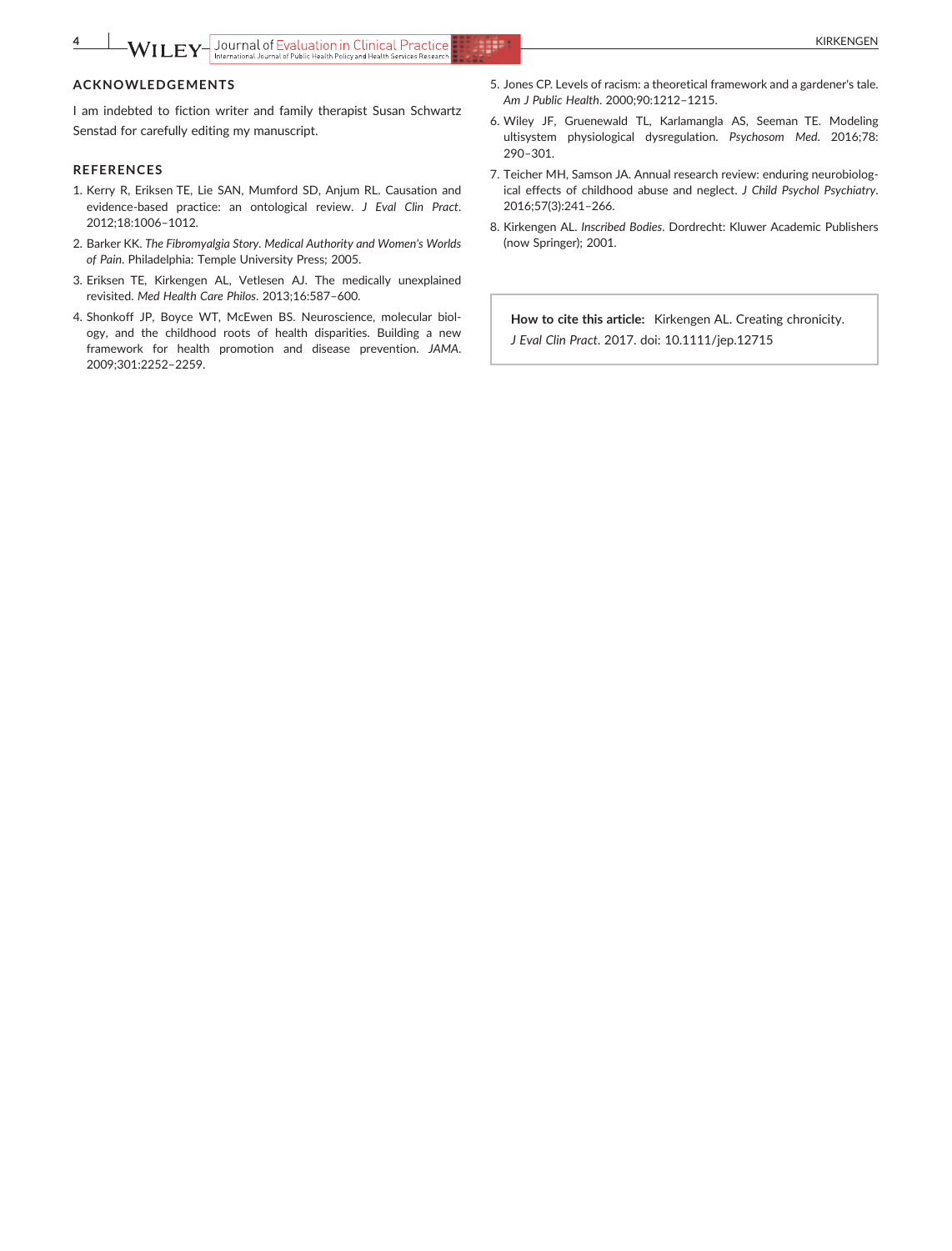## ACKNOWLEDGEMENTS

I am indebted to fiction writer and family therapist Susan Schwartz Senstad for carefully editing my manuscript.

## REFERENCES

1. Kerry R, Eriksen TE, Lie SAN, Mumford SD, Anjum RL. Causation and evidence-based practice: an ontological review. *J Eval Clin Pract*. 2012;18:1006–1012.
2. Barker KK. *The Fibromyalgia Story. Medical Authority and Women's Worlds of Pain*. Philadelphia: Temple University Press; 2005.
3. Eriksen TE, Kirkengen AL, Vetlesen AJ. The medically unexplained revisited. *Med Health Care Philos*. 2013;16:587–600.
4. Shonkoff JP, Boyce WT, McEwen BS. Neuroscience, molecular biology, and the childhood roots of health disparities. Building a new framework for health promotion and disease prevention. *JAMA*. 2009;301:2252–2259.
5. Jones CP. Levels of racism: a theoretical framework and a gardener's tale. *Am J Public Health*. 2000;90:1212–1215.
6. Wiley JF, Gruenewald TL, Karlamangla AS, Seeman TE. Modeling ultisystem physiological dysregulation. *Psychosom Med*. 2016;78:290–301.
7. Teicher MH, Samson JA. Annual research review: enduring neurobiological effects of childhood abuse and neglect. *J Child Psychol Psychiatry*. 2016;57(3):241–266.
8. Kirkengen AL. *Inscribed Bodies*. Dordrecht: Kluwer Academic Publishers (now Springer); 2001.

**How to cite this article:** Kirkengen AL. Creating chronicity. *J Eval Clin Pract*. 2017. doi: 10.1111/jep.12715